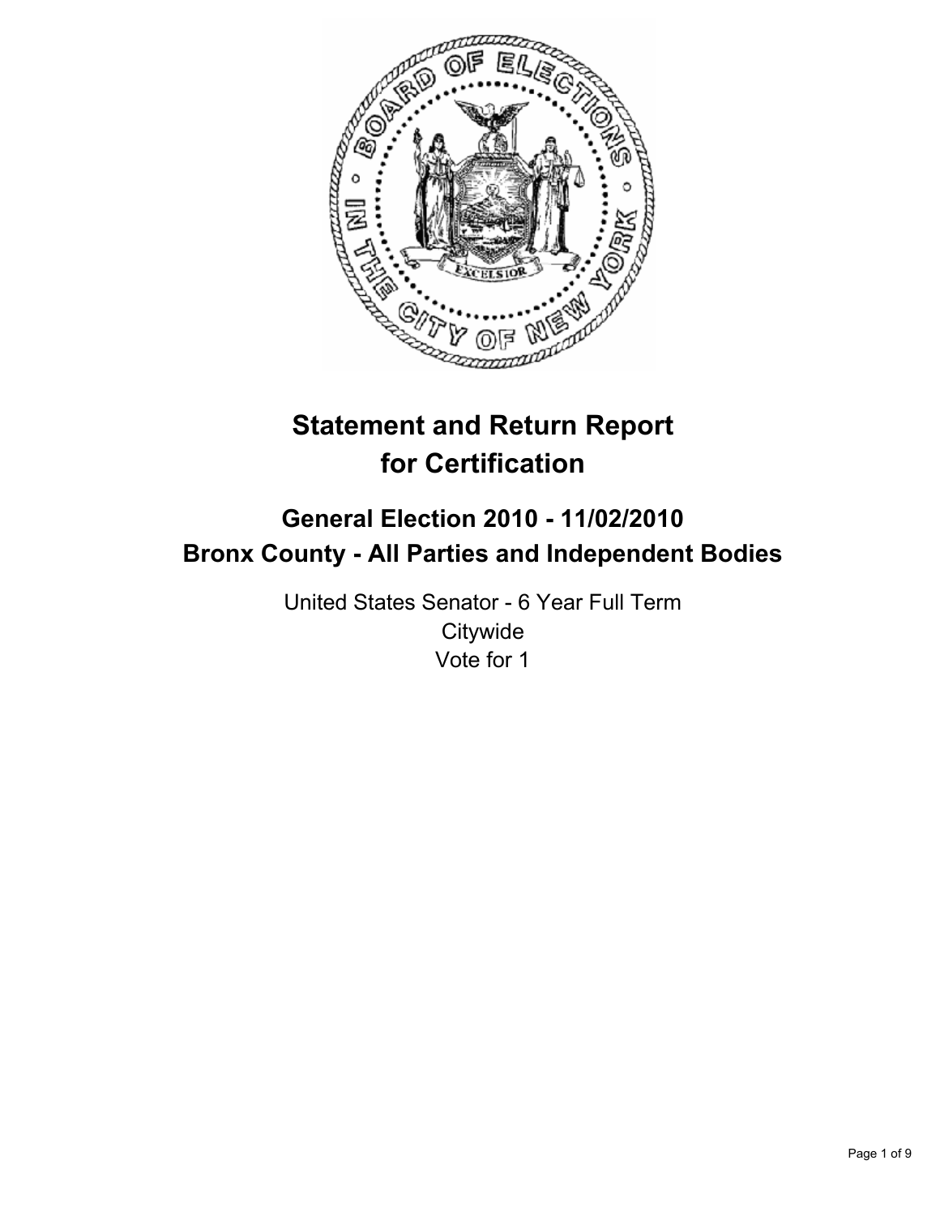# Statement and Return Report for Certification

## General Election 2010 - 11/02/2010
## Bronx County - All Parties and Independent Bodies

United States Senator - 6 Year Full Term
Citywide
Vote for 1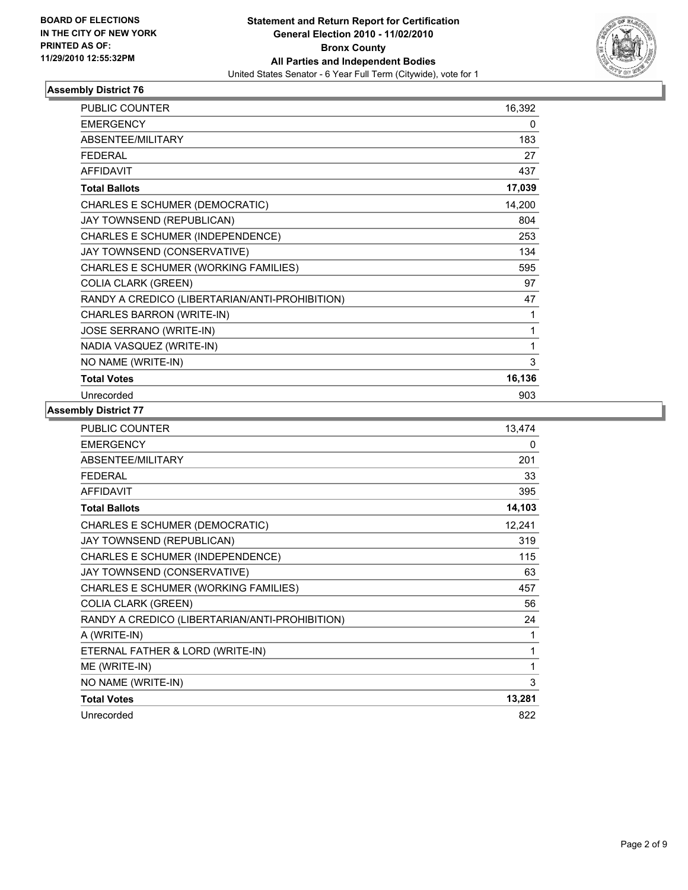**BOARD OF ELECTIONS IN THE CITY OF NEW YORK PRINTED AS OF: 11/29/2010 12:55:32PM**

**Statement and Return Report for Certification General Election 2010 - 11/02/2010 Bronx County All Parties and Independent Bodies**

United States Senator - 6 Year Full Term (Citywide), vote for 1

### Assembly District 76

| | |
|---|---|
| PUBLIC COUNTER | 16,392 |
| EMERGENCY | 0 |
| ABSENTEE/MILITARY | 183 |
| FEDERAL | 27 |
| AFFIDAVIT | 437 |
| **Total Ballots** | **17,039** |
| CHARLES E SCHUMER (DEMOCRATIC) | 14,200 |
| JAY TOWNSEND (REPUBLICAN) | 804 |
| CHARLES E SCHUMER (INDEPENDENCE) | 253 |
| JAY TOWNSEND (CONSERVATIVE) | 134 |
| CHARLES E SCHUMER (WORKING FAMILIES) | 595 |
| COLIA CLARK (GREEN) | 97 |
| RANDY A CREDICO (LIBERTARIAN/ANTI-PROHIBITION) | 47 |
| CHARLES BARRON (WRITE-IN) | 1 |
| JOSE SERRANO (WRITE-IN) | 1 |
| NADIA VASQUEZ (WRITE-IN) | 1 |
| NO NAME (WRITE-IN) | 3 |
| **Total Votes** | **16,136** |
| Unrecorded | 903 |

### Assembly District 77

| | |
|---|---|
| PUBLIC COUNTER | 13,474 |
| EMERGENCY | 0 |
| ABSENTEE/MILITARY | 201 |
| FEDERAL | 33 |
| AFFIDAVIT | 395 |
| **Total Ballots** | **14,103** |
| CHARLES E SCHUMER (DEMOCRATIC) | 12,241 |
| JAY TOWNSEND (REPUBLICAN) | 319 |
| CHARLES E SCHUMER (INDEPENDENCE) | 115 |
| JAY TOWNSEND (CONSERVATIVE) | 63 |
| CHARLES E SCHUMER (WORKING FAMILIES) | 457 |
| COLIA CLARK (GREEN) | 56 |
| RANDY A CREDICO (LIBERTARIAN/ANTI-PROHIBITION) | 24 |
| A (WRITE-IN) | 1 |
| ETERNAL FATHER & LORD (WRITE-IN) | 1 |
| ME (WRITE-IN) | 1 |
| NO NAME (WRITE-IN) | 3 |
| **Total Votes** | **13,281** |
| Unrecorded | 822 |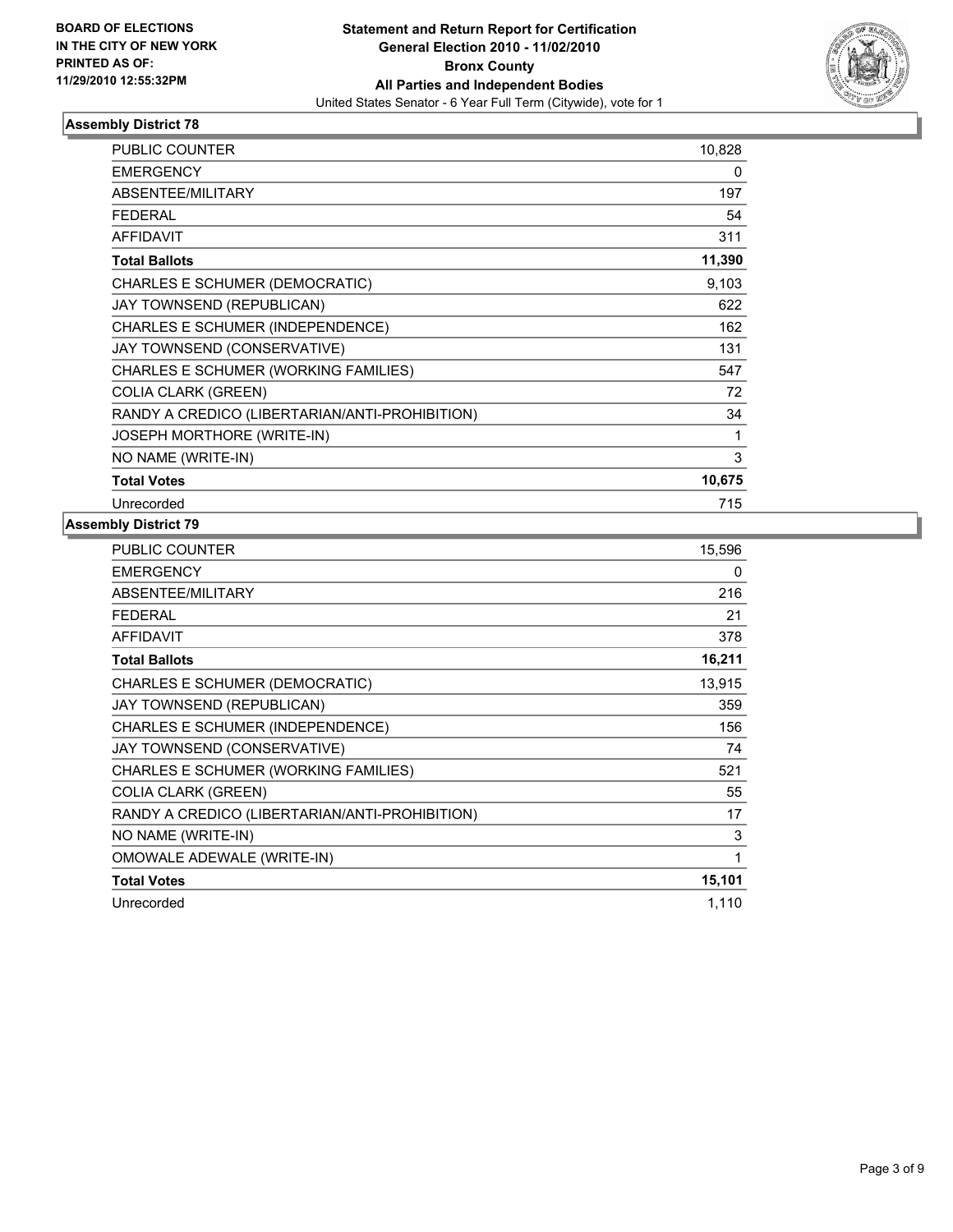**BOARD OF ELECTIONS IN THE CITY OF NEW YORK PRINTED AS OF: 11/29/2010 12:55:32PM**

**Statement and Return Report for Certification**
**General Election 2010 - 11/02/2010**
**Bronx County**
**All Parties and Independent Bodies**
United States Senator - 6 Year Full Term (Citywide), vote for 1

### Assembly District 78

| | |
|---|---|
| PUBLIC COUNTER | 10,828 |
| EMERGENCY | 0 |
| ABSENTEE/MILITARY | 197 |
| FEDERAL | 54 |
| AFFIDAVIT | 311 |
| **Total Ballots** | **11,390** |
| CHARLES E SCHUMER (DEMOCRATIC) | 9,103 |
| JAY TOWNSEND (REPUBLICAN) | 622 |
| CHARLES E SCHUMER (INDEPENDENCE) | 162 |
| JAY TOWNSEND (CONSERVATIVE) | 131 |
| CHARLES E SCHUMER (WORKING FAMILIES) | 547 |
| COLIA CLARK (GREEN) | 72 |
| RANDY A CREDICO (LIBERTARIAN/ANTI-PROHIBITION) | 34 |
| JOSEPH MORTHORE (WRITE-IN) | 1 |
| NO NAME (WRITE-IN) | 3 |
| **Total Votes** | **10,675** |
| Unrecorded | 715 |

### Assembly District 79

| | |
|---|---|
| PUBLIC COUNTER | 15,596 |
| EMERGENCY | 0 |
| ABSENTEE/MILITARY | 216 |
| FEDERAL | 21 |
| AFFIDAVIT | 378 |
| **Total Ballots** | **16,211** |
| CHARLES E SCHUMER (DEMOCRATIC) | 13,915 |
| JAY TOWNSEND (REPUBLICAN) | 359 |
| CHARLES E SCHUMER (INDEPENDENCE) | 156 |
| JAY TOWNSEND (CONSERVATIVE) | 74 |
| CHARLES E SCHUMER (WORKING FAMILIES) | 521 |
| COLIA CLARK (GREEN) | 55 |
| RANDY A CREDICO (LIBERTARIAN/ANTI-PROHIBITION) | 17 |
| NO NAME (WRITE-IN) | 3 |
| OMOWALE ADEWALE (WRITE-IN) | 1 |
| **Total Votes** | **15,101** |
| Unrecorded | 1,110 |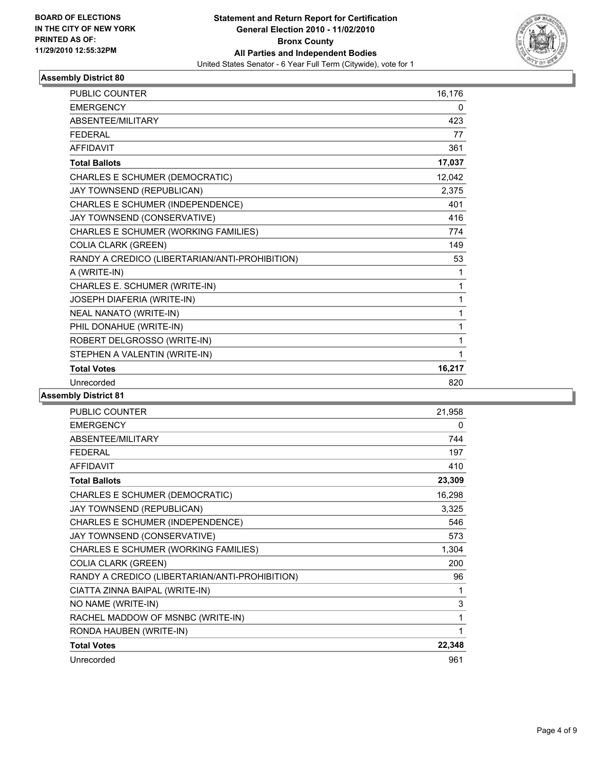BOARD OF ELECTIONS
IN THE CITY OF NEW YORK
PRINTED AS OF:
11/29/2010 12:55:32PM

**Statement and Return Report for Certification**
**General Election 2010 - 11/02/2010**
**Bronx County**
**All Parties and Independent Bodies**
United States Senator - 6 Year Full Term (Citywide), vote for 1

### Assembly District 80

| | |
|---|---|
| PUBLIC COUNTER | 16,176 |
| EMERGENCY | 0 |
| ABSENTEE/MILITARY | 423 |
| FEDERAL | 77 |
| AFFIDAVIT | 361 |
| **Total Ballots** | **17,037** |
| CHARLES E SCHUMER (DEMOCRATIC) | 12,042 |
| JAY TOWNSEND (REPUBLICAN) | 2,375 |
| CHARLES E SCHUMER (INDEPENDENCE) | 401 |
| JAY TOWNSEND (CONSERVATIVE) | 416 |
| CHARLES E SCHUMER (WORKING FAMILIES) | 774 |
| COLIA CLARK (GREEN) | 149 |
| RANDY A CREDICO (LIBERTARIAN/ANTI-PROHIBITION) | 53 |
| A (WRITE-IN) | 1 |
| CHARLES E. SCHUMER (WRITE-IN) | 1 |
| JOSEPH DIAFERIA (WRITE-IN) | 1 |
| NEAL NANATO (WRITE-IN) | 1 |
| PHIL DONAHUE (WRITE-IN) | 1 |
| ROBERT DELGROSSO (WRITE-IN) | 1 |
| STEPHEN A VALENTIN (WRITE-IN) | 1 |
| **Total Votes** | **16,217** |
| Unrecorded | 820 |

### Assembly District 81

| | |
|---|---|
| PUBLIC COUNTER | 21,958 |
| EMERGENCY | 0 |
| ABSENTEE/MILITARY | 744 |
| FEDERAL | 197 |
| AFFIDAVIT | 410 |
| **Total Ballots** | **23,309** |
| CHARLES E SCHUMER (DEMOCRATIC) | 16,298 |
| JAY TOWNSEND (REPUBLICAN) | 3,325 |
| CHARLES E SCHUMER (INDEPENDENCE) | 546 |
| JAY TOWNSEND (CONSERVATIVE) | 573 |
| CHARLES E SCHUMER (WORKING FAMILIES) | 1,304 |
| COLIA CLARK (GREEN) | 200 |
| RANDY A CREDICO (LIBERTARIAN/ANTI-PROHIBITION) | 96 |
| CIATTA ZINNA BAIPAL (WRITE-IN) | 1 |
| NO NAME (WRITE-IN) | 3 |
| RACHEL MADDOW OF MSNBC (WRITE-IN) | 1 |
| RONDA HAUBEN (WRITE-IN) | 1 |
| **Total Votes** | **22,348** |
| Unrecorded | 961 |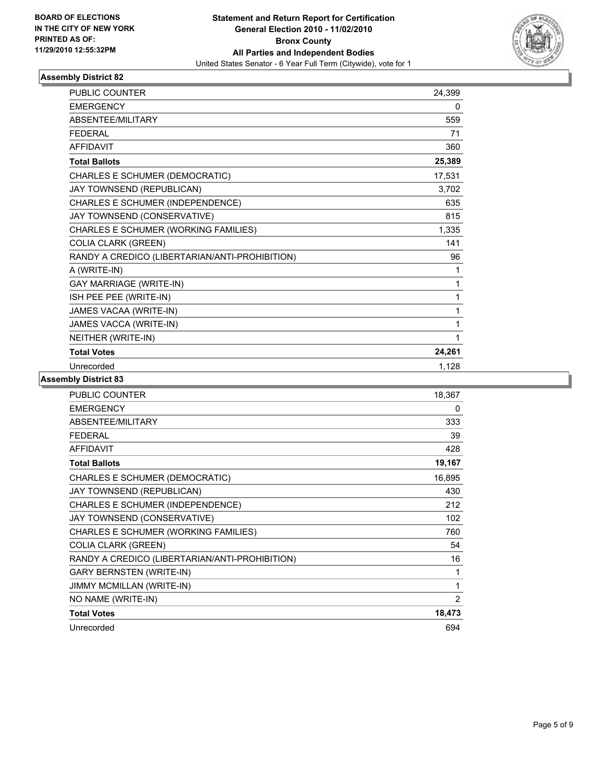BOARD OF ELECTIONS
IN THE CITY OF NEW YORK
PRINTED AS OF:
11/29/2010 12:55:32PM

**Statement and Return Report for Certification**
**General Election 2010 - 11/02/2010**
**Bronx County**
**All Parties and Independent Bodies**
United States Senator - 6 Year Full Term (Citywide), vote for 1

### Assembly District 82

| | |
|---|---|
| PUBLIC COUNTER | 24,399 |
| EMERGENCY | 0 |
| ABSENTEE/MILITARY | 559 |
| FEDERAL | 71 |
| AFFIDAVIT | 360 |
| **Total Ballots** | **25,389** |
| CHARLES E SCHUMER (DEMOCRATIC) | 17,531 |
| JAY TOWNSEND (REPUBLICAN) | 3,702 |
| CHARLES E SCHUMER (INDEPENDENCE) | 635 |
| JAY TOWNSEND (CONSERVATIVE) | 815 |
| CHARLES E SCHUMER (WORKING FAMILIES) | 1,335 |
| COLIA CLARK (GREEN) | 141 |
| RANDY A CREDICO (LIBERTARIAN/ANTI-PROHIBITION) | 96 |
| A (WRITE-IN) | 1 |
| GAY MARRIAGE (WRITE-IN) | 1 |
| ISH PEE PEE (WRITE-IN) | 1 |
| JAMES VACAA (WRITE-IN) | 1 |
| JAMES VACCA (WRITE-IN) | 1 |
| NEITHER (WRITE-IN) | 1 |
| **Total Votes** | **24,261** |
| Unrecorded | 1,128 |

### Assembly District 83

| | |
|---|---|
| PUBLIC COUNTER | 18,367 |
| EMERGENCY | 0 |
| ABSENTEE/MILITARY | 333 |
| FEDERAL | 39 |
| AFFIDAVIT | 428 |
| **Total Ballots** | **19,167** |
| CHARLES E SCHUMER (DEMOCRATIC) | 16,895 |
| JAY TOWNSEND (REPUBLICAN) | 430 |
| CHARLES E SCHUMER (INDEPENDENCE) | 212 |
| JAY TOWNSEND (CONSERVATIVE) | 102 |
| CHARLES E SCHUMER (WORKING FAMILIES) | 760 |
| COLIA CLARK (GREEN) | 54 |
| RANDY A CREDICO (LIBERTARIAN/ANTI-PROHIBITION) | 16 |
| GARY BERNSTEN (WRITE-IN) | 1 |
| JIMMY MCMILLAN (WRITE-IN) | 1 |
| NO NAME (WRITE-IN) | 2 |
| **Total Votes** | **18,473** |
| Unrecorded | 694 |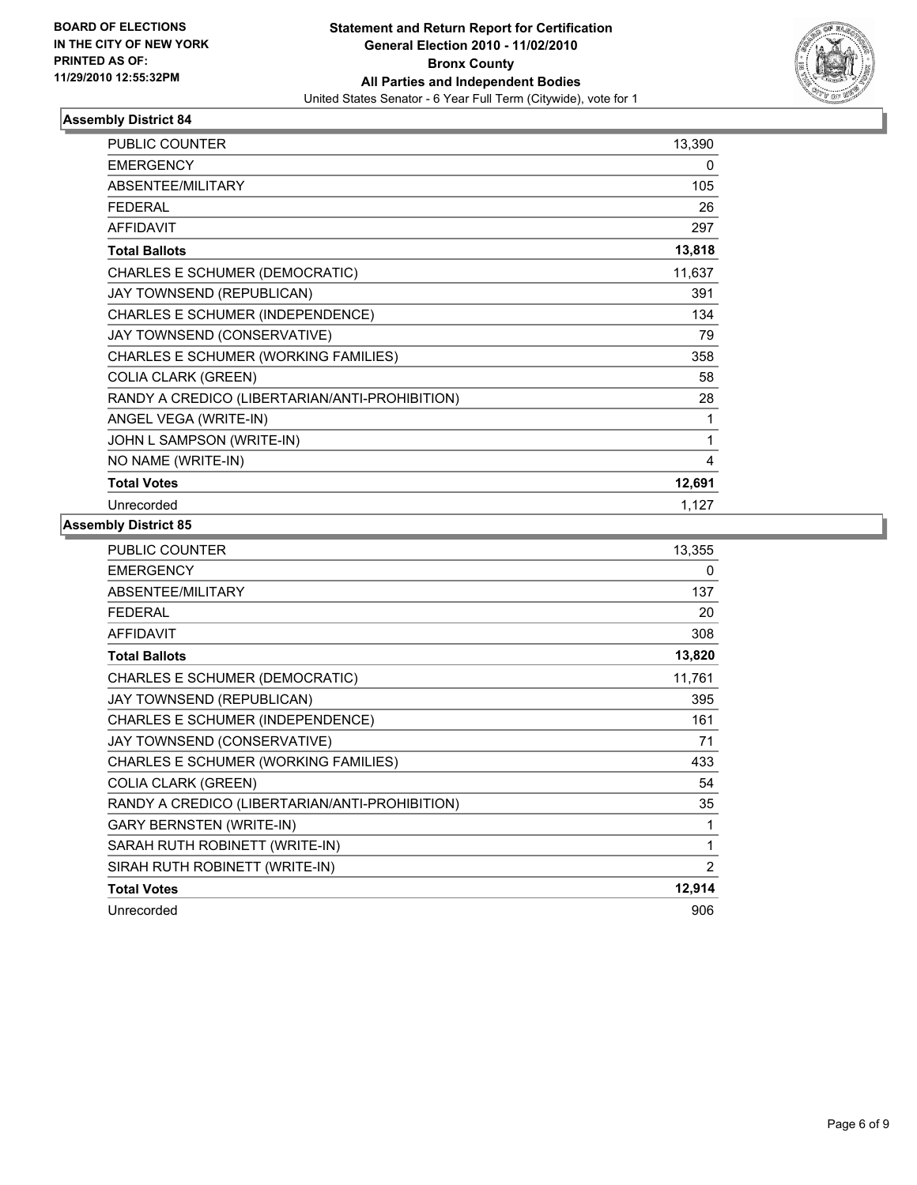BOARD OF ELECTIONS
IN THE CITY OF NEW YORK
PRINTED AS OF:
11/29/2010 12:55:32PM

**Statement and Return Report for Certification**
**General Election 2010 - 11/02/2010**
**Bronx County**
**All Parties and Independent Bodies**
United States Senator - 6 Year Full Term (Citywide), vote for 1

## Assembly District 84

| | |
|---|---|
| PUBLIC COUNTER | 13,390 |
| EMERGENCY | 0 |
| ABSENTEE/MILITARY | 105 |
| FEDERAL | 26 |
| AFFIDAVIT | 297 |
| **Total Ballots** | **13,818** |
| CHARLES E SCHUMER (DEMOCRATIC) | 11,637 |
| JAY TOWNSEND (REPUBLICAN) | 391 |
| CHARLES E SCHUMER (INDEPENDENCE) | 134 |
| JAY TOWNSEND (CONSERVATIVE) | 79 |
| CHARLES E SCHUMER (WORKING FAMILIES) | 358 |
| COLIA CLARK (GREEN) | 58 |
| RANDY A CREDICO (LIBERTARIAN/ANTI-PROHIBITION) | 28 |
| ANGEL VEGA (WRITE-IN) | 1 |
| JOHN L SAMPSON (WRITE-IN) | 1 |
| NO NAME (WRITE-IN) | 4 |
| **Total Votes** | **12,691** |
| Unrecorded | 1,127 |

## Assembly District 85

| | |
|---|---|
| PUBLIC COUNTER | 13,355 |
| EMERGENCY | 0 |
| ABSENTEE/MILITARY | 137 |
| FEDERAL | 20 |
| AFFIDAVIT | 308 |
| **Total Ballots** | **13,820** |
| CHARLES E SCHUMER (DEMOCRATIC) | 11,761 |
| JAY TOWNSEND (REPUBLICAN) | 395 |
| CHARLES E SCHUMER (INDEPENDENCE) | 161 |
| JAY TOWNSEND (CONSERVATIVE) | 71 |
| CHARLES E SCHUMER (WORKING FAMILIES) | 433 |
| COLIA CLARK (GREEN) | 54 |
| RANDY A CREDICO (LIBERTARIAN/ANTI-PROHIBITION) | 35 |
| GARY BERNSTEN (WRITE-IN) | 1 |
| SARAH RUTH ROBINETT (WRITE-IN) | 1 |
| SIRAH RUTH ROBINETT (WRITE-IN) | 2 |
| **Total Votes** | **12,914** |
| Unrecorded | 906 |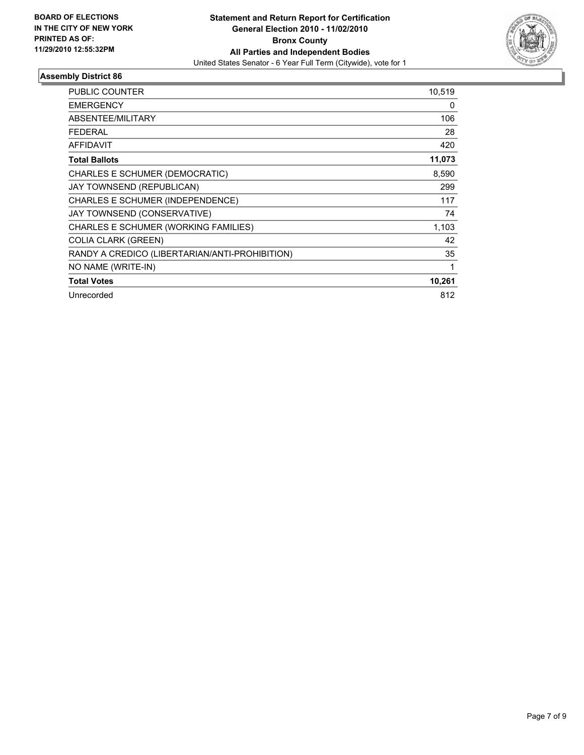**BOARD OF ELECTIONS IN THE CITY OF NEW YORK PRINTED AS OF: 11/29/2010 12:55:32PM**

**Statement and Return Report for Certification**
**General Election 2010 - 11/02/2010**
**Bronx County**
**All Parties and Independent Bodies**
United States Senator - 6 Year Full Term (Citywide), vote for 1

## Assembly District 86

| | |
|---|---|
| PUBLIC COUNTER | 10,519 |
| EMERGENCY | 0 |
| ABSENTEE/MILITARY | 106 |
| FEDERAL | 28 |
| AFFIDAVIT | 420 |
| **Total Ballots** | **11,073** |
| CHARLES E SCHUMER (DEMOCRATIC) | 8,590 |
| JAY TOWNSEND (REPUBLICAN) | 299 |
| CHARLES E SCHUMER (INDEPENDENCE) | 117 |
| JAY TOWNSEND (CONSERVATIVE) | 74 |
| CHARLES E SCHUMER (WORKING FAMILIES) | 1,103 |
| COLIA CLARK (GREEN) | 42 |
| RANDY A CREDICO (LIBERTARIAN/ANTI-PROHIBITION) | 35 |
| NO NAME (WRITE-IN) | 1 |
| **Total Votes** | **10,261** |
| Unrecorded | 812 |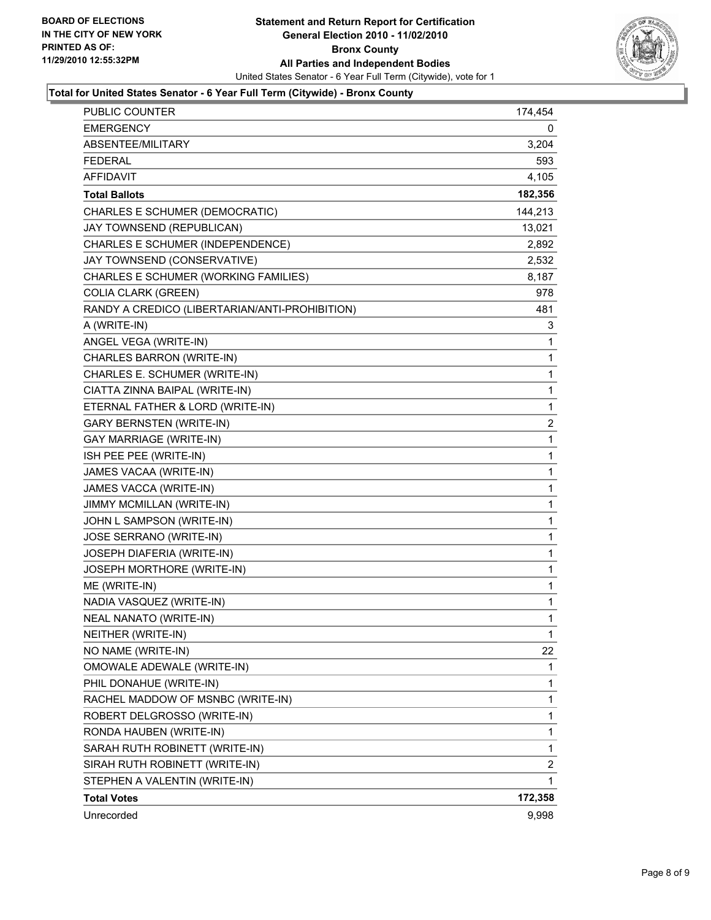**BOARD OF ELECTIONS IN THE CITY OF NEW YORK PRINTED AS OF: 11/29/2010 12:55:32PM**

# Statement and Return Report for Certification
## General Election 2010 - 11/02/2010
## Bronx County
## All Parties and Independent Bodies

United States Senator - 6 Year Full Term (Citywide), vote for 1

### Total for United States Senator - 6 Year Full Term (Citywide) - Bronx County

| | |
|---|---|
| PUBLIC COUNTER | 174,454 |
| EMERGENCY | 0 |
| ABSENTEE/MILITARY | 3,204 |
| FEDERAL | 593 |
| AFFIDAVIT | 4,105 |
| **Total Ballots** | **182,356** |
| CHARLES E SCHUMER (DEMOCRATIC) | 144,213 |
| JAY TOWNSEND (REPUBLICAN) | 13,021 |
| CHARLES E SCHUMER (INDEPENDENCE) | 2,892 |
| JAY TOWNSEND (CONSERVATIVE) | 2,532 |
| CHARLES E SCHUMER (WORKING FAMILIES) | 8,187 |
| COLIA CLARK (GREEN) | 978 |
| RANDY A CREDICO (LIBERTARIAN/ANTI-PROHIBITION) | 481 |
| A (WRITE-IN) | 3 |
| ANGEL VEGA (WRITE-IN) | 1 |
| CHARLES BARRON (WRITE-IN) | 1 |
| CHARLES E. SCHUMER (WRITE-IN) | 1 |
| CIATTA ZINNA BAIPAL (WRITE-IN) | 1 |
| ETERNAL FATHER & LORD (WRITE-IN) | 1 |
| GARY BERNSTEN (WRITE-IN) | 2 |
| GAY MARRIAGE (WRITE-IN) | 1 |
| ISH PEE PEE (WRITE-IN) | 1 |
| JAMES VACAA (WRITE-IN) | 1 |
| JAMES VACCA (WRITE-IN) | 1 |
| JIMMY MCMILLAN (WRITE-IN) | 1 |
| JOHN L SAMPSON (WRITE-IN) | 1 |
| JOSE SERRANO (WRITE-IN) | 1 |
| JOSEPH DIAFERIA (WRITE-IN) | 1 |
| JOSEPH MORTHORE (WRITE-IN) | 1 |
| ME (WRITE-IN) | 1 |
| NADIA VASQUEZ (WRITE-IN) | 1 |
| NEAL NANATO (WRITE-IN) | 1 |
| NEITHER (WRITE-IN) | 1 |
| NO NAME (WRITE-IN) | 22 |
| OMOWALE ADEWALE (WRITE-IN) | 1 |
| PHIL DONAHUE (WRITE-IN) | 1 |
| RACHEL MADDOW OF MSNBC (WRITE-IN) | 1 |
| ROBERT DELGROSSO (WRITE-IN) | 1 |
| RONDA HAUBEN (WRITE-IN) | 1 |
| SARAH RUTH ROBINETT (WRITE-IN) | 1 |
| SIRAH RUTH ROBINETT (WRITE-IN) | 2 |
| STEPHEN A VALENTIN (WRITE-IN) | 1 |
| **Total Votes** | **172,358** |
| Unrecorded | 9,998 |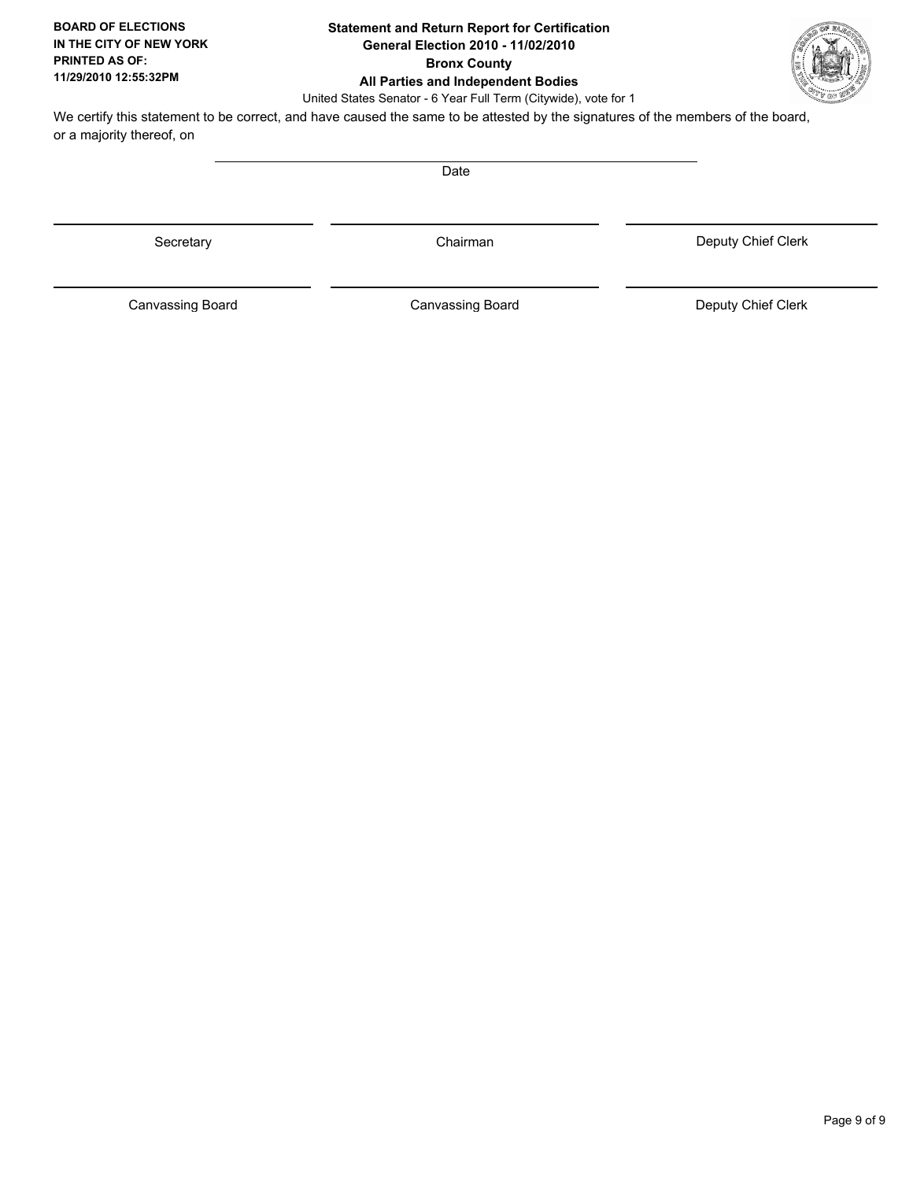**BOARD OF ELECTIONS IN THE CITY OF NEW YORK PRINTED AS OF: 11/29/2010 12:55:32PM**

**Statement and Return Report for Certification**
**General Election 2010 - 11/02/2010**
**Bronx County**
**All Parties and Independent Bodies**
United States Senator - 6 Year Full Term (Citywide), vote for 1

We certify this statement to be correct, and have caused the same to be attested by the signatures of the members of the board, or a majority thereof, on

Date

| | | |
|---|---|---|
| Secretary | Chairman | Deputy Chief Clerk |
| Canvassing Board | Canvassing Board | Deputy Chief Clerk |